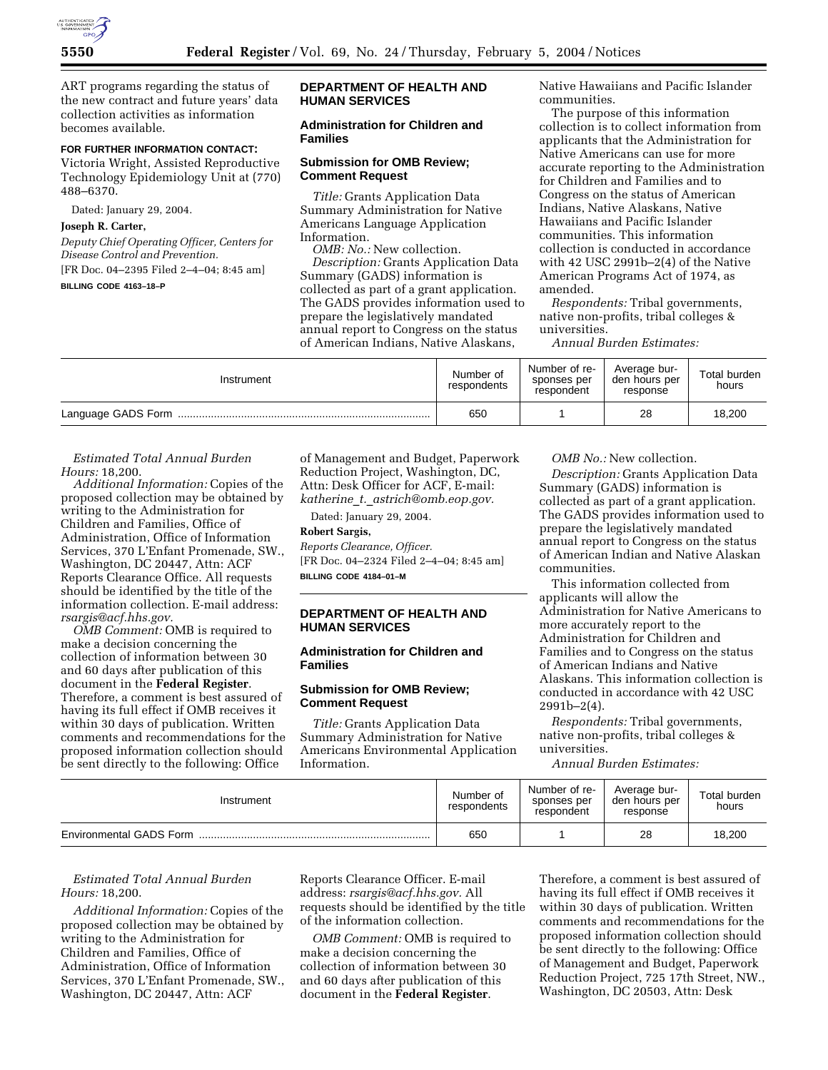ART programs regarding the status of the new contract and future years' data collection activities as information becomes available.

**FOR FURTHER INFORMATION CONTACT:** Victoria Wright, Assisted Reproductive Technology Epidemiology Unit at (770) 488–6370.

Dated: January 29, 2004.

**Joseph R. Carter,**

*Deputy Chief Operating Officer, Centers for Disease Control and Prevention.*

[FR Doc. 04–2395 Filed 2–4–04; 8:45 am]

**BILLING CODE 4163–18–P**

## DEPARTMENT OF HEALTH AND HUMAN SERVICES

### Administration for Children and Families

### Submission for OMB Review; Comment Request

*Title:* Grants Application Data Summary Administration for Native Americans Language Application Information.

*OMB: No.:* New collection.

*Description:* Grants Application Data Summary (GADS) information is collected as part of a grant application. The GADS provides information used to prepare the legislatively mandated annual report to Congress on the status of American Indians, Native Alaskans, Native Hawaiians and Pacific Islander communities.

The purpose of this information collection is to collect information from applicants that the Administration for Native Americans can use for more accurate reporting to the Administration for Children and Families and to Congress on the status of American Indians, Native Alaskans, Native Hawaiians and Pacific Islander communities. This information collection is conducted in accordance with 42 USC 2991b–2(4) of the Native American Programs Act of 1974, as amended.

*Respondents:* Tribal governments, native non-profits, tribal colleges & universities.

*Annual Burden Estimates:*

| Instrument | Number of respondents | Number of responses per respondent | Average burden hours per response | Total burden hours |
|---|---|---|---|---|
| Language GADS Form | 650 | 1 | 28 | 18,200 |

*Estimated Total Annual Burden Hours:* 18,200.

*Additional Information:* Copies of the proposed collection may be obtained by writing to the Administration for Children and Families, Office of Administration, Office of Information Services, 370 L'Enfant Promenade, SW., Washington, DC 20447, Attn: ACF Reports Clearance Office. All requests should be identified by the title of the information collection. E-mail address: *rsargis@acf.hhs.gov.*

*OMB Comment:* OMB is required to make a decision concerning the collection of information between 30 and 60 days after publication of this document in the **Federal Register**. Therefore, a comment is best assured of having its full effect if OMB receives it within 30 days of publication. Written comments and recommendations for the proposed information collection should be sent directly to the following: Office of Management and Budget, Paperwork Reduction Project, Washington, DC, Attn: Desk Officer for ACF, E-mail: *katherine_t._astrich@omb.eop.gov.*

Dated: January 29, 2004.

**Robert Sargis,**

*Reports Clearance, Officer.*

[FR Doc. 04–2324 Filed 2–4–04; 8:45 am]

**BILLING CODE 4184–01–M**

## DEPARTMENT OF HEALTH AND HUMAN SERVICES

### Administration for Children and Families

### Submission for OMB Review; Comment Request

*Title:* Grants Application Data Summary Administration for Native Americans Environmental Application Information.

*OMB No.:* New collection.

*Description:* Grants Application Data Summary (GADS) information is collected as part of a grant application. The GADS provides information used to prepare the legislatively mandated annual report to Congress on the status of American Indian and Native Alaskan communities.

This information collected from applicants will allow the Administration for Native Americans to more accurately report to the Administration for Children and Families and to Congress on the status of American Indians and Native Alaskans. This information collection is conducted in accordance with 42 USC 2991b–2(4).

*Respondents:* Tribal governments, native non-profits, tribal colleges & universities.

*Annual Burden Estimates:*

| Instrument | Number of respondents | Number of responses per respondent | Average burden hours per response | Total burden hours |
|---|---|---|---|---|
| Environmental GADS Form | 650 | 1 | 28 | 18,200 |

*Estimated Total Annual Burden Hours:* 18,200.

*Additional Information:* Copies of the proposed collection may be obtained by writing to the Administration for Children and Families, Office of Administration, Office of Information Services, 370 L'Enfant Promenade, SW., Washington, DC 20447, Attn: ACF Reports Clearance Officer. E-mail address: *rsargis@acf.hhs.gov.* All requests should be identified by the title of the information collection.

*OMB Comment:* OMB is required to make a decision concerning the collection of information between 30 and 60 days after publication of this document in the **Federal Register**. Therefore, a comment is best assured of having its full effect if OMB receives it within 30 days of publication. Written comments and recommendations for the proposed information collection should be sent directly to the following: Office of Management and Budget, Paperwork Reduction Project, 725 17th Street, NW., Washington, DC 20503, Attn: Desk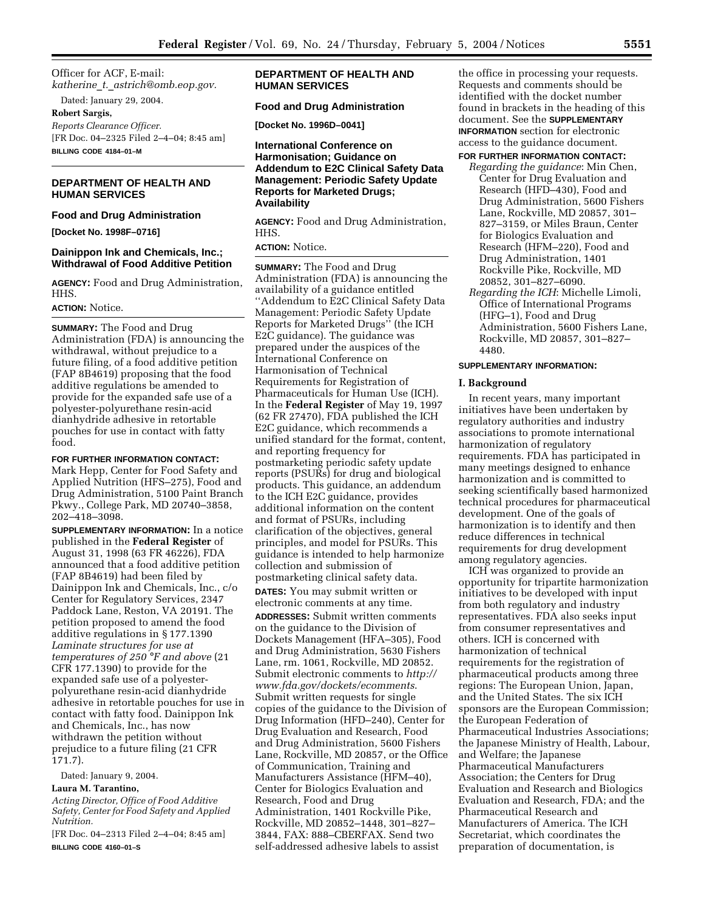Officer for ACF, E-mail: *katherine_t._astrich@omb.eop.gov.*

Dated: January 29, 2004.

**Robert Sargis,**

*Reports Clearance Officer.*

[FR Doc. 04–2325 Filed 2–4–04; 8:45 am]

**BILLING CODE 4184–01–M**

---

## DEPARTMENT OF HEALTH AND HUMAN SERVICES

### Food and Drug Administration

**[Docket No. 1998F–0716]**

### Dainippon Ink and Chemicals, Inc.; Withdrawal of Food Additive Petition

**AGENCY:** Food and Drug Administration, HHS.

**ACTION:** Notice.

**SUMMARY:** The Food and Drug Administration (FDA) is announcing the withdrawal, without prejudice to a future filing, of a food additive petition (FAP 8B4619) proposing that the food additive regulations be amended to provide for the expanded safe use of a polyester-polyurethane resin-acid dianhydride adhesive in retortable pouches for use in contact with fatty food.

**FOR FURTHER INFORMATION CONTACT:** Mark Hepp, Center for Food Safety and Applied Nutrition (HFS–275), Food and Drug Administration, 5100 Paint Branch Pkwy., College Park, MD 20740–3858, 202–418–3098.

**SUPPLEMENTARY INFORMATION:** In a notice published in the **Federal Register** of August 31, 1998 (63 FR 46226), FDA announced that a food additive petition (FAP 8B4619) had been filed by Dainippon Ink and Chemicals, Inc., c/o Center for Regulatory Services, 2347 Paddock Lane, Reston, VA 20191. The petition proposed to amend the food additive regulations in § 177.1390 *Laminate structures for use at temperatures of 250 °F and above* (21 CFR 177.1390) to provide for the expanded safe use of a polyester-polyurethane resin-acid dianhydride adhesive in retortable pouches for use in contact with fatty food. Dainippon Ink and Chemicals, Inc., has now withdrawn the petition without prejudice to a future filing (21 CFR 171.7).

Dated: January 9, 2004.

**Laura M. Tarantino,**

*Acting Director, Office of Food Additive Safety, Center for Food Safety and Applied Nutrition.*

[FR Doc. 04–2313 Filed 2–4–04; 8:45 am]

**BILLING CODE 4160–01–S**

---

## DEPARTMENT OF HEALTH AND HUMAN SERVICES

### Food and Drug Administration

**[Docket No. 1996D–0041]**

### International Conference on Harmonisation; Guidance on Addendum to E2C Clinical Safety Data Management: Periodic Safety Update Reports for Marketed Drugs; Availability

**AGENCY:** Food and Drug Administration, HHS.

**ACTION:** Notice.

**SUMMARY:** The Food and Drug Administration (FDA) is announcing the availability of a guidance entitled ''Addendum to E2C Clinical Safety Data Management: Periodic Safety Update Reports for Marketed Drugs'' (the ICH E2C guidance). The guidance was prepared under the auspices of the International Conference on Harmonisation of Technical Requirements for Registration of Pharmaceuticals for Human Use (ICH). In the **Federal Register** of May 19, 1997 (62 FR 27470), FDA published the ICH E2C guidance, which recommends a unified standard for the format, content, and reporting frequency for postmarketing periodic safety update reports (PSURs) for drug and biological products. This guidance, an addendum to the ICH E2C guidance, provides additional information on the content and format of PSURs, including clarification of the objectives, general principles, and model for PSURs. This guidance is intended to help harmonize collection and submission of postmarketing clinical safety data.

**DATES:** You may submit written or electronic comments at any time.

**ADDRESSES:** Submit written comments on the guidance to the Division of Dockets Management (HFA–305), Food and Drug Administration, 5630 Fishers Lane, rm. 1061, Rockville, MD 20852. Submit electronic comments to *http://www.fda.gov/dockets/ecomments*. Submit written requests for single copies of the guidance to the Division of Drug Information (HFD–240), Center for Drug Evaluation and Research, Food and Drug Administration, 5600 Fishers Lane, Rockville, MD 20857, or the Office of Communication, Training and Manufacturers Assistance (HFM–40), Center for Biologics Evaluation and Research, Food and Drug Administration, 1401 Rockville Pike, Rockville, MD 20852–1448, 301–827–3844, FAX: 888–CBERFAX. Send two self-addressed adhesive labels to assist the office in processing your requests. Requests and comments should be identified with the docket number found in brackets in the heading of this document. See the **SUPPLEMENTARY INFORMATION** section for electronic access to the guidance document.

**FOR FURTHER INFORMATION CONTACT:**

*Regarding the guidance*: Min Chen, Center for Drug Evaluation and Research (HFD–430), Food and Drug Administration, 5600 Fishers Lane, Rockville, MD 20857, 301–827–3159, or Miles Braun, Center for Biologics Evaluation and Research (HFM–220), Food and Drug Administration, 1401 Rockville Pike, Rockville, MD 20852, 301–827–6090.

*Regarding the ICH*: Michelle Limoli, Office of International Programs (HFG–1), Food and Drug Administration, 5600 Fishers Lane, Rockville, MD 20857, 301–827–4480.

**SUPPLEMENTARY INFORMATION:**

**I. Background**

In recent years, many important initiatives have been undertaken by regulatory authorities and industry associations to promote international harmonization of regulatory requirements. FDA has participated in many meetings designed to enhance harmonization and is committed to seeking scientifically based harmonized technical procedures for pharmaceutical development. One of the goals of harmonization is to identify and then reduce differences in technical requirements for drug development among regulatory agencies.

ICH was organized to provide an opportunity for tripartite harmonization initiatives to be developed with input from both regulatory and industry representatives. FDA also seeks input from consumer representatives and others. ICH is concerned with harmonization of technical requirements for the registration of pharmaceutical products among three regions: The European Union, Japan, and the United States. The six ICH sponsors are the European Commission; the European Federation of Pharmaceutical Industries Associations; the Japanese Ministry of Health, Labour, and Welfare; the Japanese Pharmaceutical Manufacturers Association; the Centers for Drug Evaluation and Research and Biologics Evaluation and Research, FDA; and the Pharmaceutical Research and Manufacturers of America. The ICH Secretariat, which coordinates the preparation of documentation, is